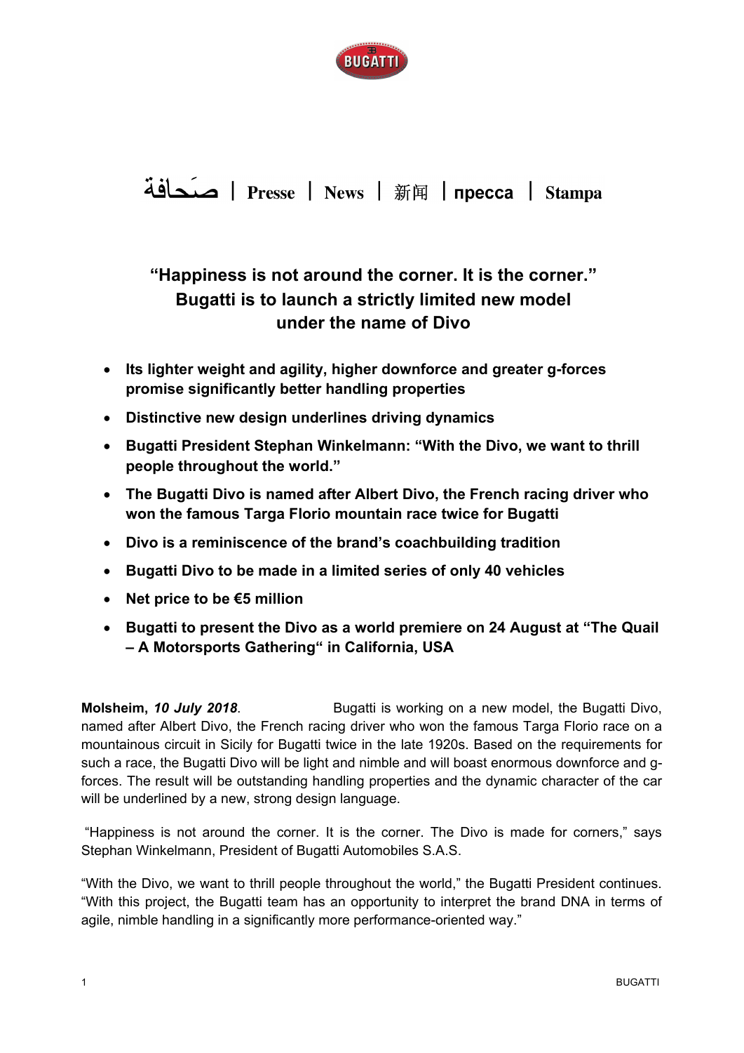صَحافة | Presse | News | 新闻 | пресса | Stampa

# "Happiness is not around the corner. It is the corner." Bugatti is to launch a strictly limited new model under the name of Divo

- **Its lighter weight and agility, higher downforce and greater g-forces promise significantly better handling properties**
- **Distinctive new design underlines driving dynamics**
- **Bugatti President Stephan Winkelmann: "With the Divo, we want to thrill people throughout the world."**
- **The Bugatti Divo is named after Albert Divo, the French racing driver who won the famous Targa Florio mountain race twice for Bugatti**
- **Divo is a reminiscence of the brand's coachbuilding tradition**
- **Bugatti Divo to be made in a limited series of only 40 vehicles**
- **Net price to be €5 million**
- **Bugatti to present the Divo as a world premiere on 24 August at "The Quail – A Motorsports Gathering" in California, USA**

**Molsheim, *10 July 2018*.** Bugatti is working on a new model, the Bugatti Divo, named after Albert Divo, the French racing driver who won the famous Targa Florio race on a mountainous circuit in Sicily for Bugatti twice in the late 1920s. Based on the requirements for such a race, the Bugatti Divo will be light and nimble and will boast enormous downforce and g-forces. The result will be outstanding handling properties and the dynamic character of the car will be underlined by a new, strong design language.

"Happiness is not around the corner. It is the corner. The Divo is made for corners," says Stephan Winkelmann, President of Bugatti Automobiles S.A.S.

"With the Divo, we want to thrill people throughout the world," the Bugatti President continues. "With this project, the Bugatti team has an opportunity to interpret the brand DNA in terms of agile, nimble handling in a significantly more performance-oriented way."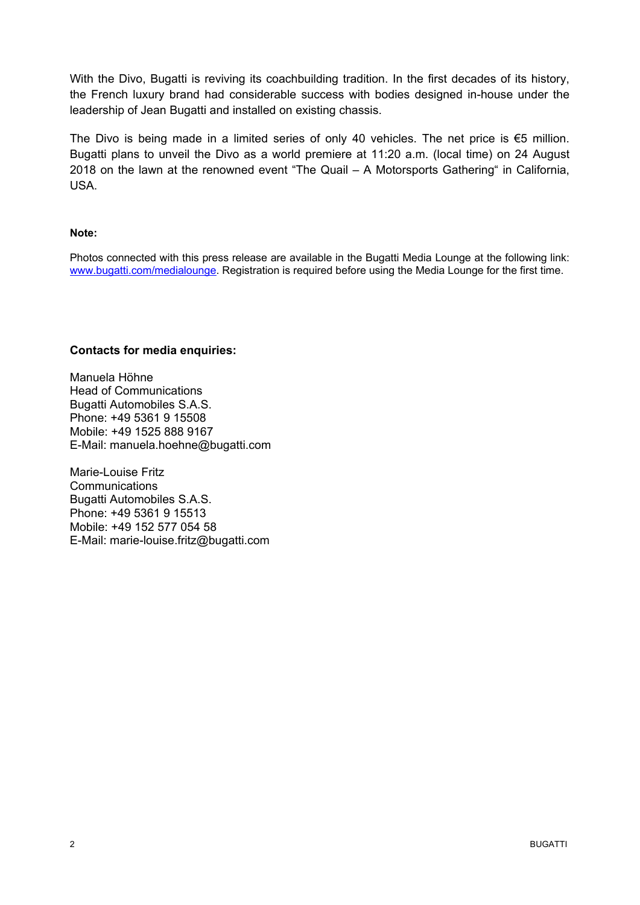With the Divo, Bugatti is reviving its coachbuilding tradition. In the first decades of its history, the French luxury brand had considerable success with bodies designed in-house under the leadership of Jean Bugatti and installed on existing chassis.

The Divo is being made in a limited series of only 40 vehicles. The net price is €5 million. Bugatti plans to unveil the Divo as a world premiere at 11:20 a.m. (local time) on 24 August 2018 on the lawn at the renowned event "The Quail – A Motorsports Gathering" in California, USA.

**Note:**

Photos connected with this press release are available in the Bugatti Media Lounge at the following link: www.bugatti.com/medialounge. Registration is required before using the Media Lounge for the first time.

**Contacts for media enquiries:**

Manuela Höhne
Head of Communications
Bugatti Automobiles S.A.S.
Phone: +49 5361 9 15508
Mobile: +49 1525 888 9167
E-Mail: manuela.hoehne@bugatti.com

Marie-Louise Fritz
Communications
Bugatti Automobiles S.A.S.
Phone: +49 5361 9 15513
Mobile: +49 152 577 054 58
E-Mail: marie-louise.fritz@bugatti.com